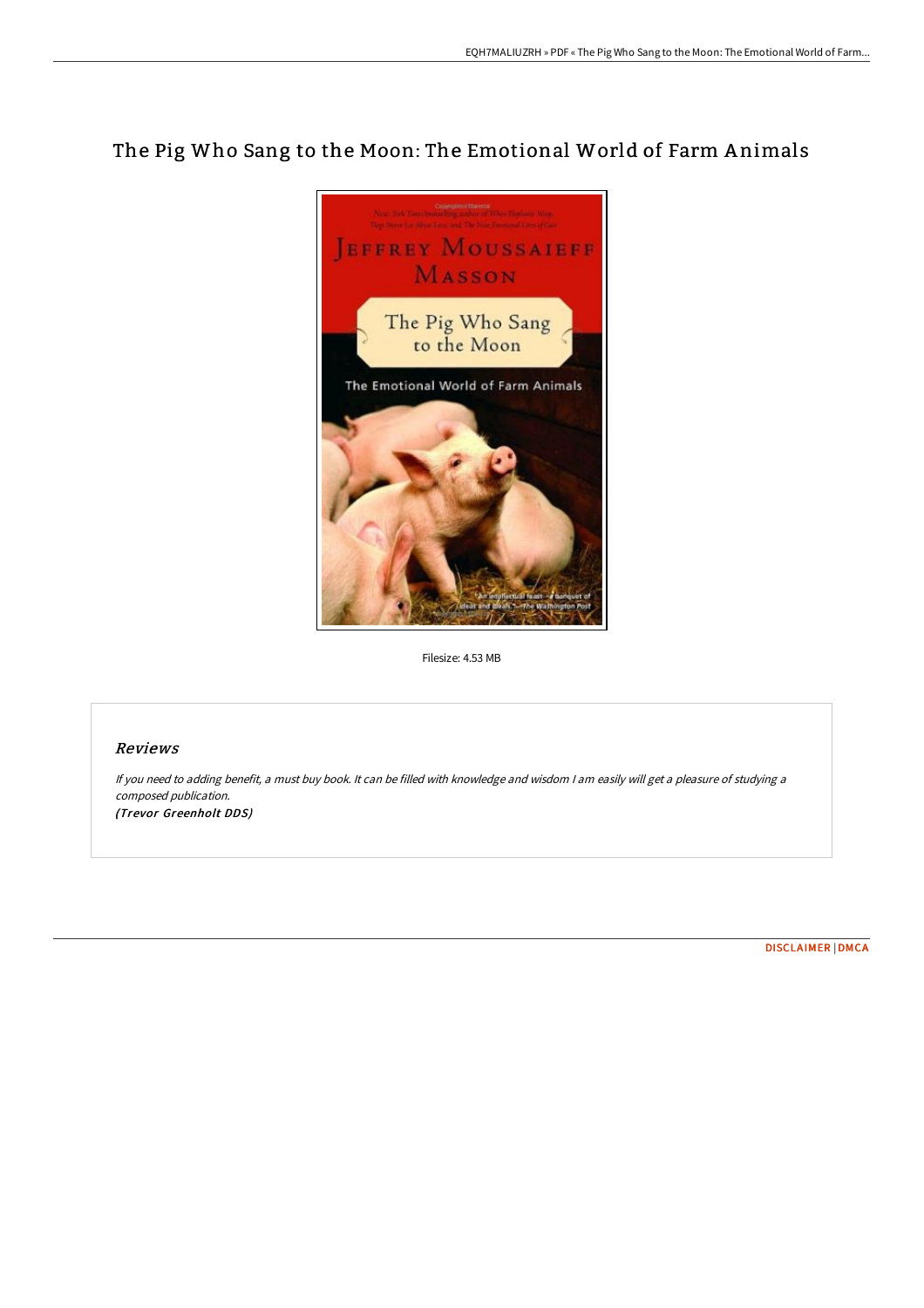# The Pig Who Sang to the Moon: The Emotional World of Farm Animals

Filesize: 4.53 MB

## *Reviews*

*If you need to adding benefit, a must buy book. It can be filled with knowledge and wisdom I am easily will get a pleasure of studying a composed publication.*

***(Trevor Greenholt DDS)***

DISCLAIMER | DMCA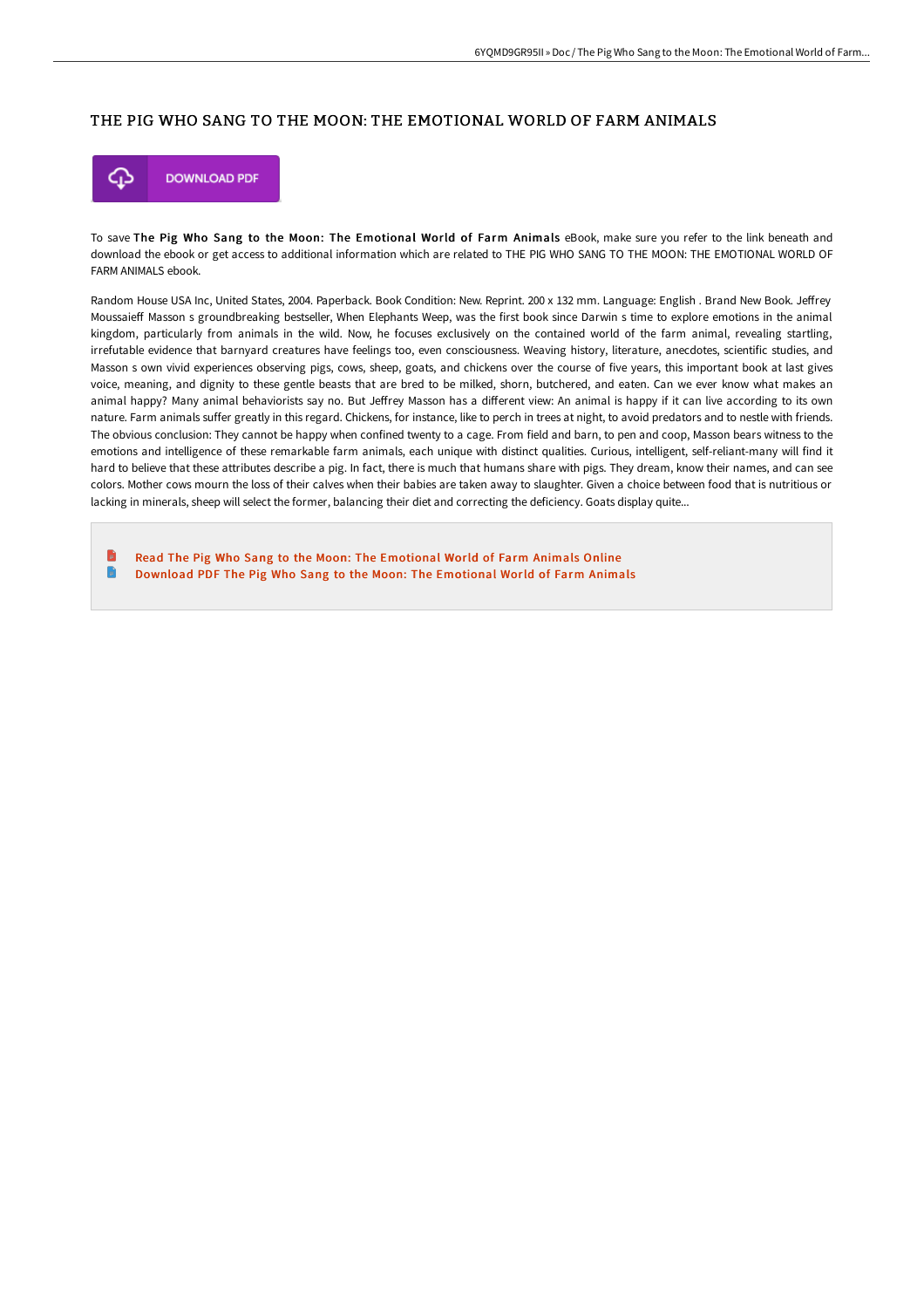# THE PIG WHO SANG TO THE MOON: THE EMOTIONAL WORLD OF FARM ANIMALS

DOWNLOAD PDF

To save **The Pig Who Sang to the Moon: The Emotional World of Farm Animals** eBook, make sure you refer to the link beneath and download the ebook or get access to additional information which are related to THE PIG WHO SANG TO THE MOON: THE EMOTIONAL WORLD OF FARM ANIMALS ebook.

Random House USA Inc, United States, 2004. Paperback. Book Condition: New. Reprint. 200 x 132 mm. Language: English . Brand New Book. Jeffrey Moussaieff Masson s groundbreaking bestseller, When Elephants Weep, was the first book since Darwin s time to explore emotions in the animal kingdom, particularly from animals in the wild. Now, he focuses exclusively on the contained world of the farm animal, revealing startling, irrefutable evidence that barnyard creatures have feelings too, even consciousness. Weaving history, literature, anecdotes, scientific studies, and Masson s own vivid experiences observing pigs, cows, sheep, goats, and chickens over the course of five years, this important book at last gives voice, meaning, and dignity to these gentle beasts that are bred to be milked, shorn, butchered, and eaten. Can we ever know what makes an animal happy? Many animal behaviorists say no. But Jeffrey Masson has a different view: An animal is happy if it can live according to its own nature. Farm animals suffer greatly in this regard. Chickens, for instance, like to perch in trees at night, to avoid predators and to nestle with friends. The obvious conclusion: They cannot be happy when confined twenty to a cage. From field and barn, to pen and coop, Masson bears witness to the emotions and intelligence of these remarkable farm animals, each unique with distinct qualities. Curious, intelligent, self-reliant-many will find it hard to believe that these attributes describe a pig. In fact, there is much that humans share with pigs. They dream, know their names, and can see colors. Mother cows mourn the loss of their calves when their babies are taken away to slaughter. Given a choice between food that is nutritious or lacking in minerals, sheep will select the former, balancing their diet and correcting the deficiency. Goats display quite...

- Read The Pig Who Sang to the Moon: The Emotional World of Farm Animals Online
- Download PDF The Pig Who Sang to the Moon: The Emotional World of Farm Animals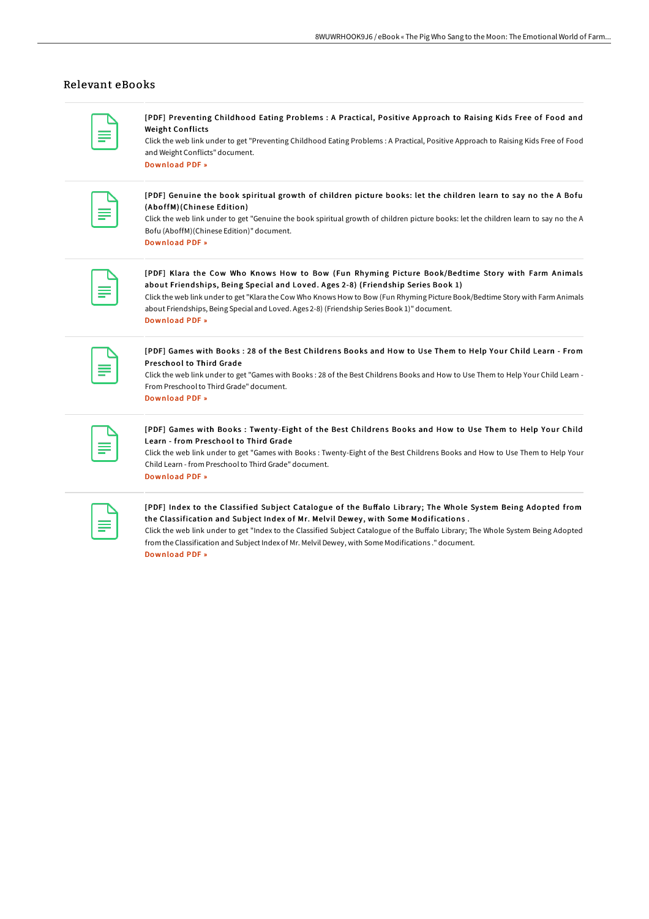## Relevant eBooks

[PDF] Preventing Childhood Eating Problems : A Practical, Positive Approach to Raising Kids Free of Food and Weight Conflicts

Click the web link under to get "Preventing Childhood Eating Problems : A Practical, Positive Approach to Raising Kids Free of Food and Weight Conflicts" document.

Download PDF »

[PDF] Genuine the book spiritual growth of children picture books: let the children learn to say no the A Bofu (AboffM)(Chinese Edition)

Click the web link under to get "Genuine the book spiritual growth of children picture books: let the children learn to say no the A Bofu (AboffM)(Chinese Edition)" document.

Download PDF »

[PDF] Klara the Cow Who Knows How to Bow (Fun Rhyming Picture Book/Bedtime Story with Farm Animals about Friendships, Being Special and Loved. Ages 2-8) (Friendship Series Book 1)

Click the web link under to get "Klara the Cow Who Knows How to Bow (Fun Rhyming Picture Book/Bedtime Story with Farm Animals about Friendships, Being Special and Loved. Ages 2-8) (Friendship Series Book 1)" document.

Download PDF »

[PDF] Games with Books : 28 of the Best Childrens Books and How to Use Them to Help Your Child Learn - From Preschool to Third Grade

Click the web link under to get "Games with Books : 28 of the Best Childrens Books and How to Use Them to Help Your Child Learn - From Preschool to Third Grade" document.

Download PDF »

[PDF] Games with Books : Twenty-Eight of the Best Childrens Books and How to Use Them to Help Your Child Learn - from Preschool to Third Grade

Click the web link under to get "Games with Books : Twenty-Eight of the Best Childrens Books and How to Use Them to Help Your Child Learn - from Preschool to Third Grade" document.

Download PDF »

[PDF] Index to the Classified Subject Catalogue of the Buffalo Library; The Whole System Being Adopted from the Classification and Subject Index of Mr. Melvil Dewey, with Some Modifications .

Click the web link under to get "Index to the Classified Subject Catalogue of the Buffalo Library; The Whole System Being Adopted from the Classification and Subject Index of Mr. Melvil Dewey, with Some Modifications ." document.

Download PDF »